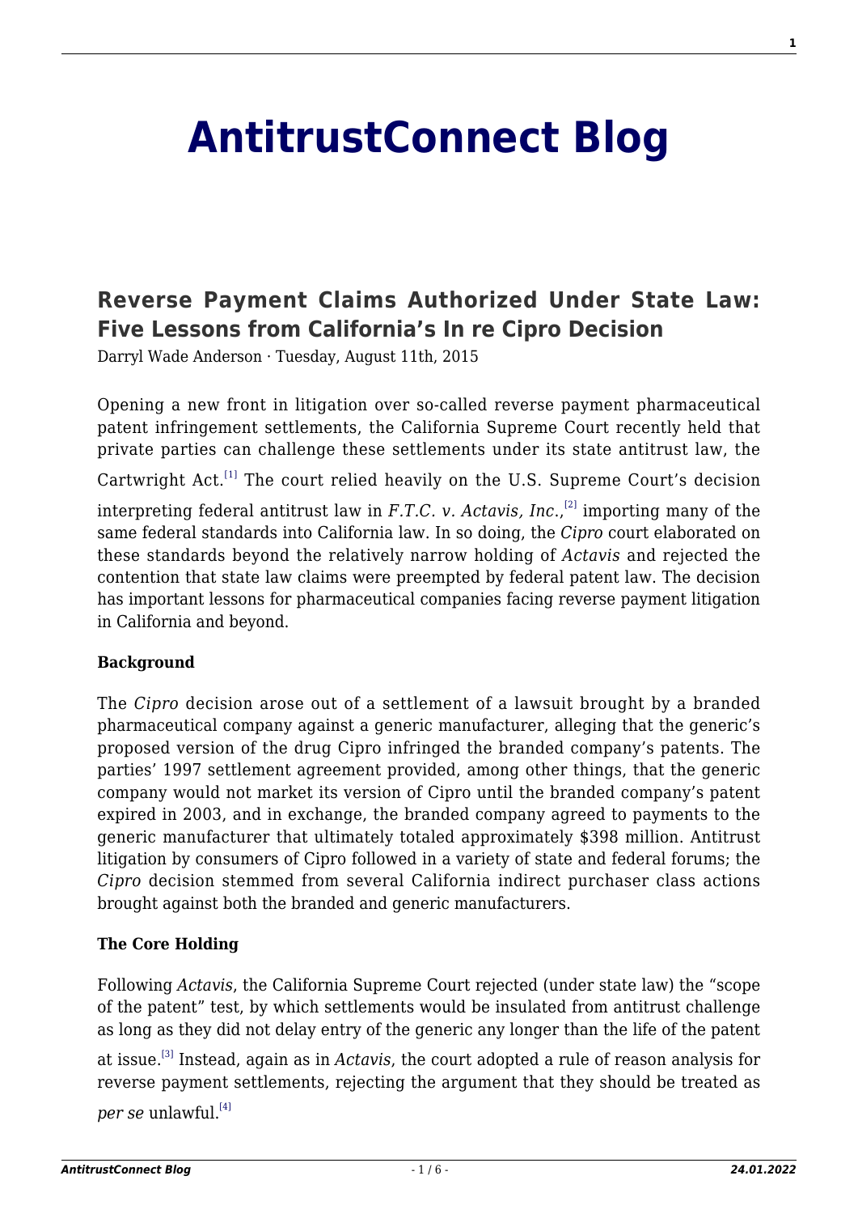# AntitrustConnect Blog

## Reverse Payment Claims Authorized Under State Law: Five Lessons from California's In re Cipro Decision

Darryl Wade Anderson · Tuesday, August 11th, 2015

Opening a new front in litigation over so-called reverse payment pharmaceutical patent infringement settlements, the California Supreme Court recently held that private parties can challenge these settlements under its state antitrust law, the Cartwright Act.[1] The court relied heavily on the U.S. Supreme Court's decision interpreting federal antitrust law in *F.T.C. v. Actavis, Inc.*,[2] importing many of the same federal standards into California law. In so doing, the *Cipro* court elaborated on these standards beyond the relatively narrow holding of *Actavis* and rejected the contention that state law claims were preempted by federal patent law. The decision has important lessons for pharmaceutical companies facing reverse payment litigation in California and beyond.

**Background**

The *Cipro* decision arose out of a settlement of a lawsuit brought by a branded pharmaceutical company against a generic manufacturer, alleging that the generic's proposed version of the drug Cipro infringed the branded company's patents. The parties' 1997 settlement agreement provided, among other things, that the generic company would not market its version of Cipro until the branded company's patent expired in 2003, and in exchange, the branded company agreed to payments to the generic manufacturer that ultimately totaled approximately $398 million. Antitrust litigation by consumers of Cipro followed in a variety of state and federal forums; the *Cipro* decision stemmed from several California indirect purchaser class actions brought against both the branded and generic manufacturers.

**The Core Holding**

Following *Actavis*, the California Supreme Court rejected (under state law) the "scope of the patent" test, by which settlements would be insulated from antitrust challenge as long as they did not delay entry of the generic any longer than the life of the patent at issue.[3] Instead, again as in *Actavis*, the court adopted a rule of reason analysis for reverse payment settlements, rejecting the argument that they should be treated as *per se* unlawful.[4]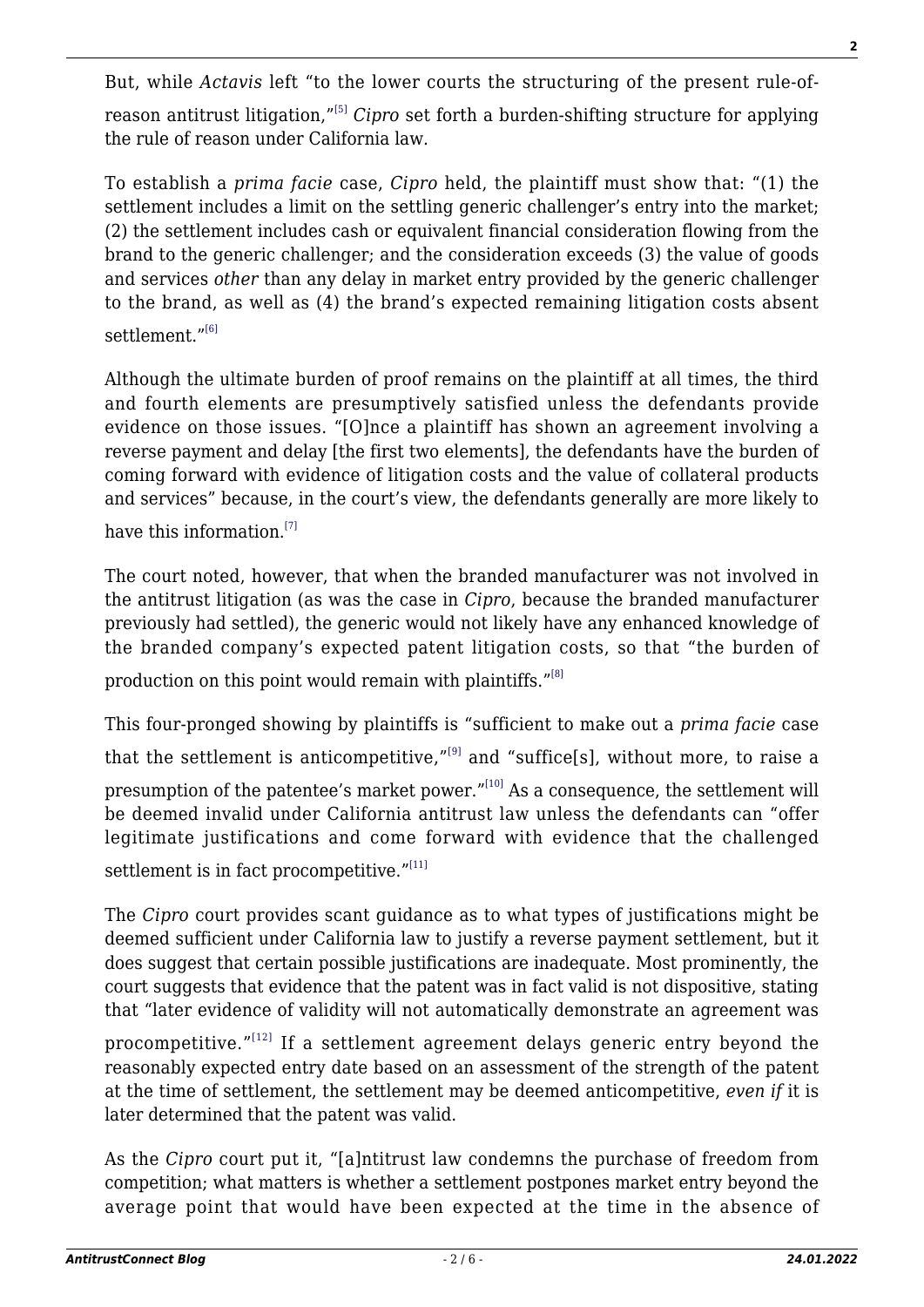But, while *Actavis* left "to the lower courts the structuring of the present rule-of-reason antitrust litigation,"[5] *Cipro* set forth a burden-shifting structure for applying the rule of reason under California law.

To establish a *prima facie* case, *Cipro* held, the plaintiff must show that: "(1) the settlement includes a limit on the settling generic challenger's entry into the market; (2) the settlement includes cash or equivalent financial consideration flowing from the brand to the generic challenger; and the consideration exceeds (3) the value of goods and services *other* than any delay in market entry provided by the generic challenger to the brand, as well as (4) the brand's expected remaining litigation costs absent settlement."[6]

Although the ultimate burden of proof remains on the plaintiff at all times, the third and fourth elements are presumptively satisfied unless the defendants provide evidence on those issues. "[O]nce a plaintiff has shown an agreement involving a reverse payment and delay [the first two elements], the defendants have the burden of coming forward with evidence of litigation costs and the value of collateral products and services" because, in the court's view, the defendants generally are more likely to have this information.[7]

The court noted, however, that when the branded manufacturer was not involved in the antitrust litigation (as was the case in *Cipro*, because the branded manufacturer previously had settled), the generic would not likely have any enhanced knowledge of the branded company's expected patent litigation costs, so that "the burden of production on this point would remain with plaintiffs."[8]

This four-pronged showing by plaintiffs is "sufficient to make out a *prima facie* case that the settlement is anticompetitive,"[9] and "suffice[s], without more, to raise a presumption of the patentee's market power."[10] As a consequence, the settlement will be deemed invalid under California antitrust law unless the defendants can "offer legitimate justifications and come forward with evidence that the challenged settlement is in fact procompetitive."[11]

The *Cipro* court provides scant guidance as to what types of justifications might be deemed sufficient under California law to justify a reverse payment settlement, but it does suggest that certain possible justifications are inadequate. Most prominently, the court suggests that evidence that the patent was in fact valid is not dispositive, stating that "later evidence of validity will not automatically demonstrate an agreement was procompetitive."[12] If a settlement agreement delays generic entry beyond the reasonably expected entry date based on an assessment of the strength of the patent at the time of settlement, the settlement may be deemed anticompetitive, *even if* it is later determined that the patent was valid.

As the *Cipro* court put it, "[a]ntitrust law condemns the purchase of freedom from competition; what matters is whether a settlement postpones market entry beyond the average point that would have been expected at the time in the absence of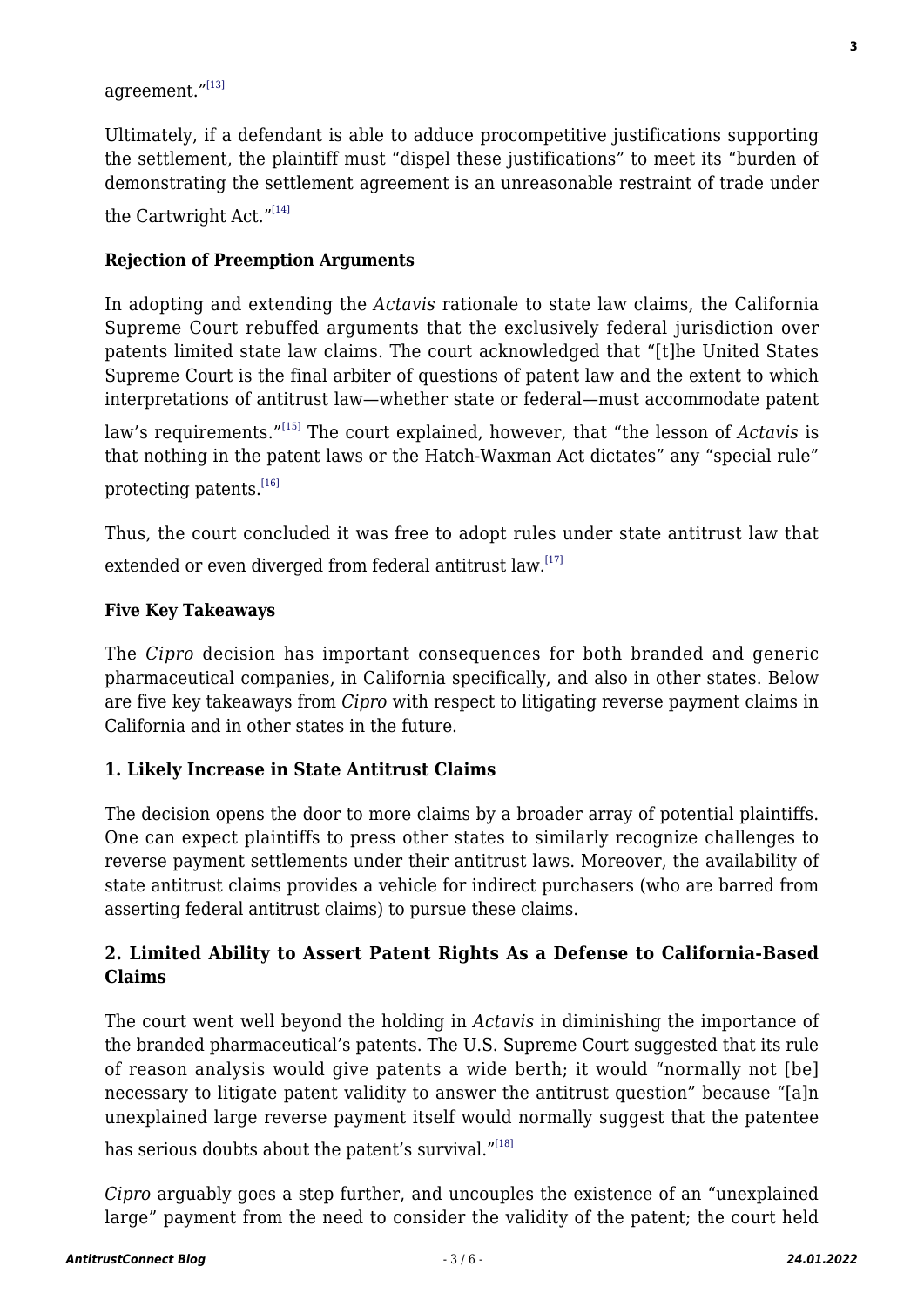agreement."[13]

Ultimately, if a defendant is able to adduce procompetitive justifications supporting the settlement, the plaintiff must "dispel these justifications" to meet its "burden of demonstrating the settlement agreement is an unreasonable restraint of trade under the Cartwright Act."[14]

**Rejection of Preemption Arguments**

In adopting and extending the *Actavis* rationale to state law claims, the California Supreme Court rebuffed arguments that the exclusively federal jurisdiction over patents limited state law claims. The court acknowledged that "[t]he United States Supreme Court is the final arbiter of questions of patent law and the extent to which interpretations of antitrust law—whether state or federal—must accommodate patent law's requirements."[15] The court explained, however, that "the lesson of *Actavis* is that nothing in the patent laws or the Hatch-Waxman Act dictates" any "special rule" protecting patents.[16]

Thus, the court concluded it was free to adopt rules under state antitrust law that extended or even diverged from federal antitrust law.[17]

**Five Key Takeaways**

The *Cipro* decision has important consequences for both branded and generic pharmaceutical companies, in California specifically, and also in other states. Below are five key takeaways from *Cipro* with respect to litigating reverse payment claims in California and in other states in the future.

### 1. Likely Increase in State Antitrust Claims

The decision opens the door to more claims by a broader array of potential plaintiffs. One can expect plaintiffs to press other states to similarly recognize challenges to reverse payment settlements under their antitrust laws. Moreover, the availability of state antitrust claims provides a vehicle for indirect purchasers (who are barred from asserting federal antitrust claims) to pursue these claims.

### 2. Limited Ability to Assert Patent Rights As a Defense to California-Based Claims

The court went well beyond the holding in *Actavis* in diminishing the importance of the branded pharmaceutical's patents. The U.S. Supreme Court suggested that its rule of reason analysis would give patents a wide berth; it would "normally not [be] necessary to litigate patent validity to answer the antitrust question" because "[a]n unexplained large reverse payment itself would normally suggest that the patentee has serious doubts about the patent's survival."[18]

*Cipro* arguably goes a step further, and uncouples the existence of an "unexplained large" payment from the need to consider the validity of the patent; the court held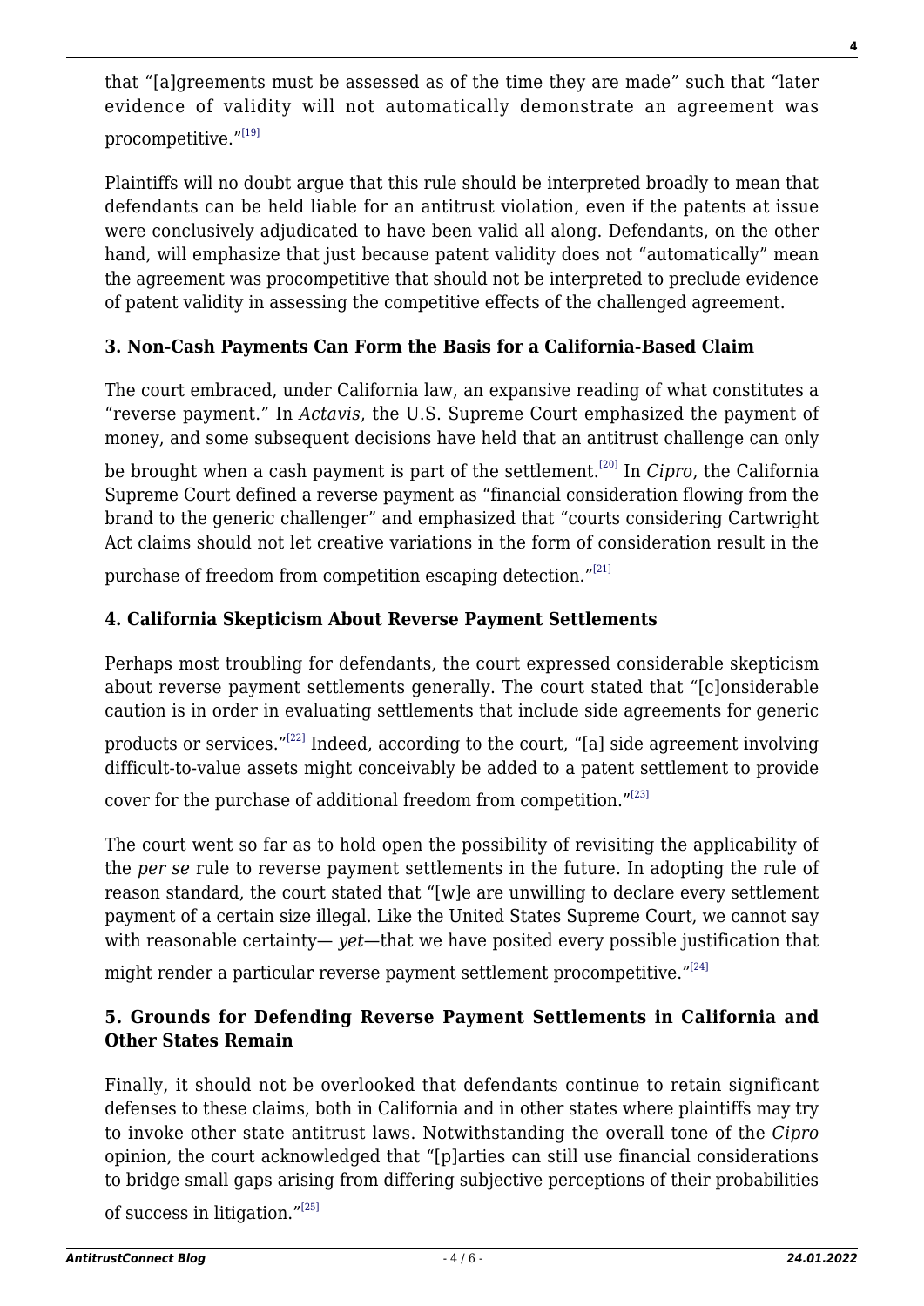that "[a]greements must be assessed as of the time they are made" such that "later evidence of validity will not automatically demonstrate an agreement was procompetitive."[19]

Plaintiffs will no doubt argue that this rule should be interpreted broadly to mean that defendants can be held liable for an antitrust violation, even if the patents at issue were conclusively adjudicated to have been valid all along. Defendants, on the other hand, will emphasize that just because patent validity does not "automatically" mean the agreement was procompetitive that should not be interpreted to preclude evidence of patent validity in assessing the competitive effects of the challenged agreement.

### 3. Non-Cash Payments Can Form the Basis for a California-Based Claim

The court embraced, under California law, an expansive reading of what constitutes a "reverse payment." In *Actavis*, the U.S. Supreme Court emphasized the payment of money, and some subsequent decisions have held that an antitrust challenge can only be brought when a cash payment is part of the settlement.[20] In *Cipro*, the California Supreme Court defined a reverse payment as "financial consideration flowing from the brand to the generic challenger" and emphasized that "courts considering Cartwright Act claims should not let creative variations in the form of consideration result in the purchase of freedom from competition escaping detection."[21]

### 4. California Skepticism About Reverse Payment Settlements

Perhaps most troubling for defendants, the court expressed considerable skepticism about reverse payment settlements generally. The court stated that "[c]onsiderable caution is in order in evaluating settlements that include side agreements for generic products or services."[22] Indeed, according to the court, "[a] side agreement involving difficult-to-value assets might conceivably be added to a patent settlement to provide cover for the purchase of additional freedom from competition."[23]

The court went so far as to hold open the possibility of revisiting the applicability of the *per se* rule to reverse payment settlements in the future. In adopting the rule of reason standard, the court stated that "[w]e are unwilling to declare every settlement payment of a certain size illegal. Like the United States Supreme Court, we cannot say with reasonable certainty— *yet*—that we have posited every possible justification that might render a particular reverse payment settlement procompetitive."[24]

### 5. Grounds for Defending Reverse Payment Settlements in California and Other States Remain

Finally, it should not be overlooked that defendants continue to retain significant defenses to these claims, both in California and in other states where plaintiffs may try to invoke other state antitrust laws. Notwithstanding the overall tone of the *Cipro* opinion, the court acknowledged that "[p]arties can still use financial considerations to bridge small gaps arising from differing subjective perceptions of their probabilities of success in litigation."[25]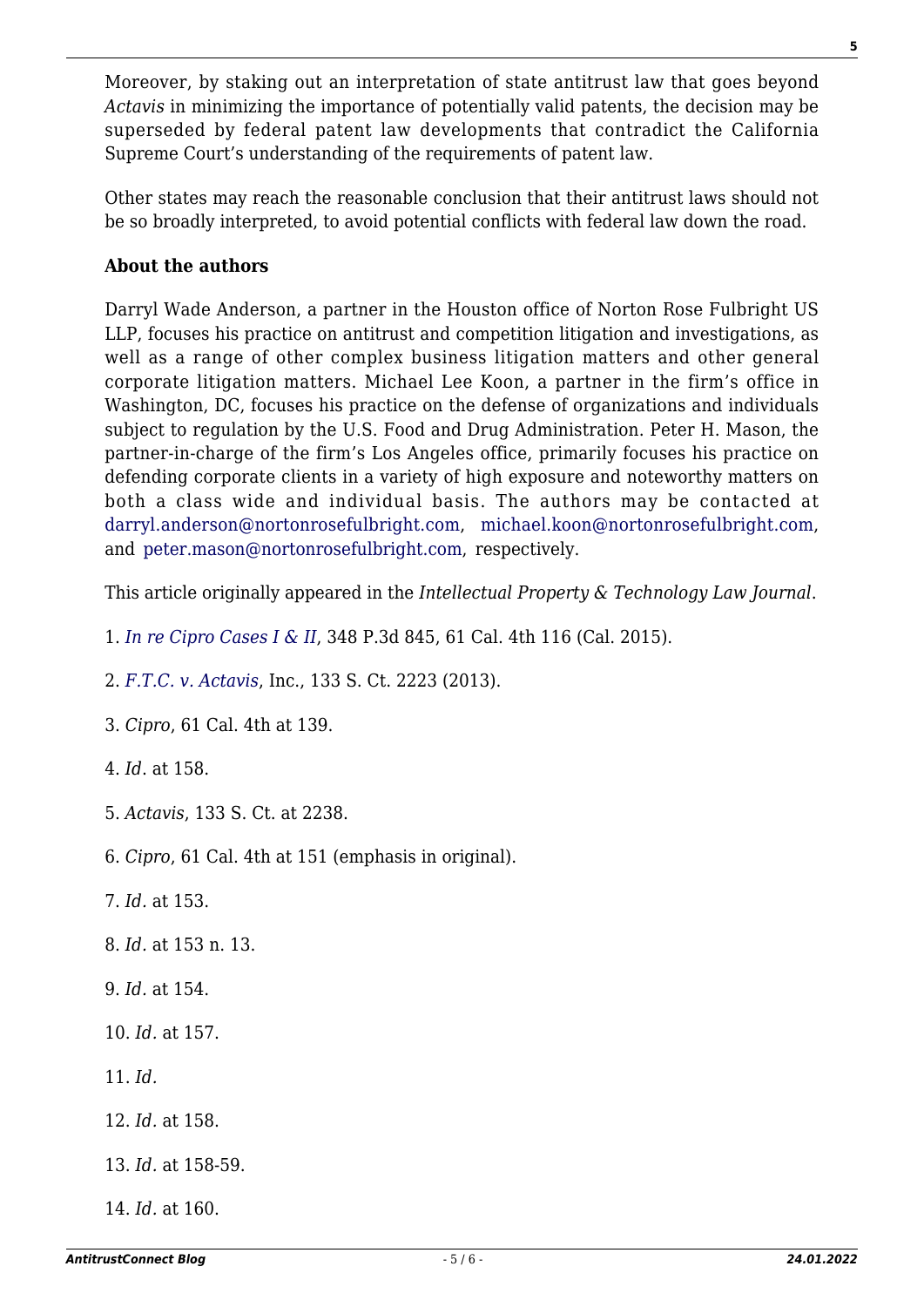Moreover, by staking out an interpretation of state antitrust law that goes beyond *Actavis* in minimizing the importance of potentially valid patents, the decision may be superseded by federal patent law developments that contradict the California Supreme Court's understanding of the requirements of patent law.

Other states may reach the reasonable conclusion that their antitrust laws should not be so broadly interpreted, to avoid potential conflicts with federal law down the road.

**About the authors**

Darryl Wade Anderson, a partner in the Houston office of Norton Rose Fulbright US LLP, focuses his practice on antitrust and competition litigation and investigations, as well as a range of other complex business litigation matters and other general corporate litigation matters. Michael Lee Koon, a partner in the firm's office in Washington, DC, focuses his practice on the defense of organizations and individuals subject to regulation by the U.S. Food and Drug Administration. Peter H. Mason, the partner-in-charge of the firm's Los Angeles office, primarily focuses his practice on defending corporate clients in a variety of high exposure and noteworthy matters on both a class wide and individual basis. The authors may be contacted at darryl.anderson@nortonrosefulbright.com, michael.koon@nortonrosefulbright.com, and peter.mason@nortonrosefulbright.com, respectively.

This article originally appeared in the *Intellectual Property & Technology Law Journal*.

1. *In re Cipro Cases I & II*, 348 P.3d 845, 61 Cal. 4th 116 (Cal. 2015).

2. *F.T.C. v. Actavis*, Inc., 133 S. Ct. 2223 (2013).

3. *Cipro*, 61 Cal. 4th at 139.

4. *Id*. at 158.

5. *Actavis*, 133 S. Ct. at 2238.

6. *Cipro*, 61 Cal. 4th at 151 (emphasis in original).

7. *Id*. at 153.

8. *Id*. at 153 n. 13.

9. *Id*. at 154.

10. *Id*. at 157.

11. *Id*.

12. *Id*. at 158.

13. *Id*. at 158-59.

14. *Id*. at 160.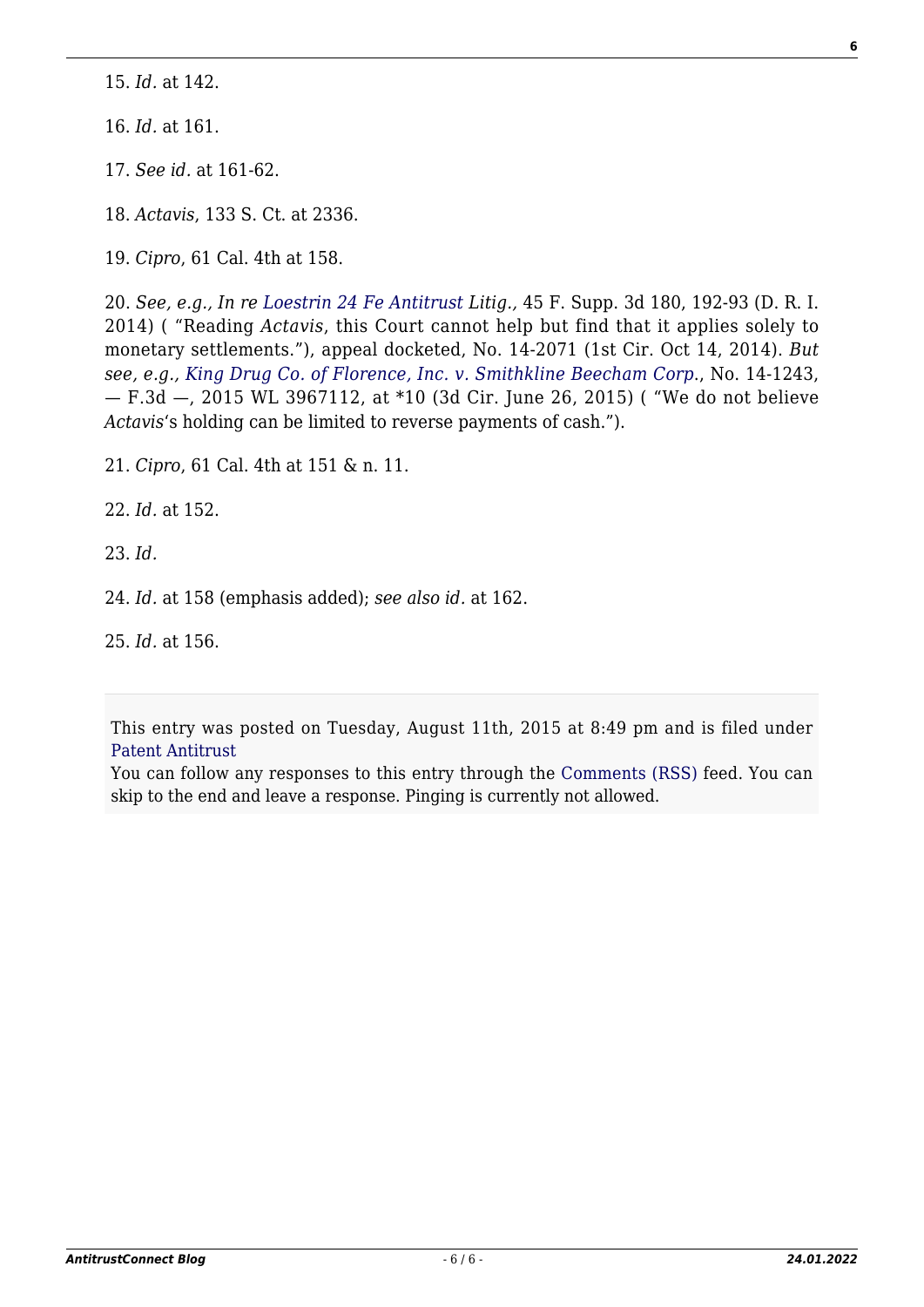15. *Id.* at 142.

16. *Id.* at 161.

17. *See id.* at 161-62.

18. *Actavis*, 133 S. Ct. at 2336.

19. *Cipro*, 61 Cal. 4th at 158.

20. *See, e.g., In re Loestrin 24 Fe Antitrust Litig.,* 45 F. Supp. 3d 180, 192-93 (D. R. I. 2014) ( "Reading *Actavis*, this Court cannot help but find that it applies solely to monetary settlements."), appeal docketed, No. 14-2071 (1st Cir. Oct 14, 2014). *But see, e.g., King Drug Co. of Florence, Inc. v. Smithkline Beecham Corp.*, No. 14-1243, — F.3d —, 2015 WL 3967112, at *10 (3d Cir. June 26, 2015) ( "We do not believe *Actavis*'s holding can be limited to reverse payments of cash.").

21. *Cipro*, 61 Cal. 4th at 151 & n. 11.

22. *Id.* at 152.

23. *Id.*

24. *Id.* at 158 (emphasis added); *see also id.* at 162.

25. *Id.* at 156.

This entry was posted on Tuesday, August 11th, 2015 at 8:49 pm and is filed under Patent Antitrust
You can follow any responses to this entry through the Comments (RSS) feed. You can skip to the end and leave a response. Pinging is currently not allowed.